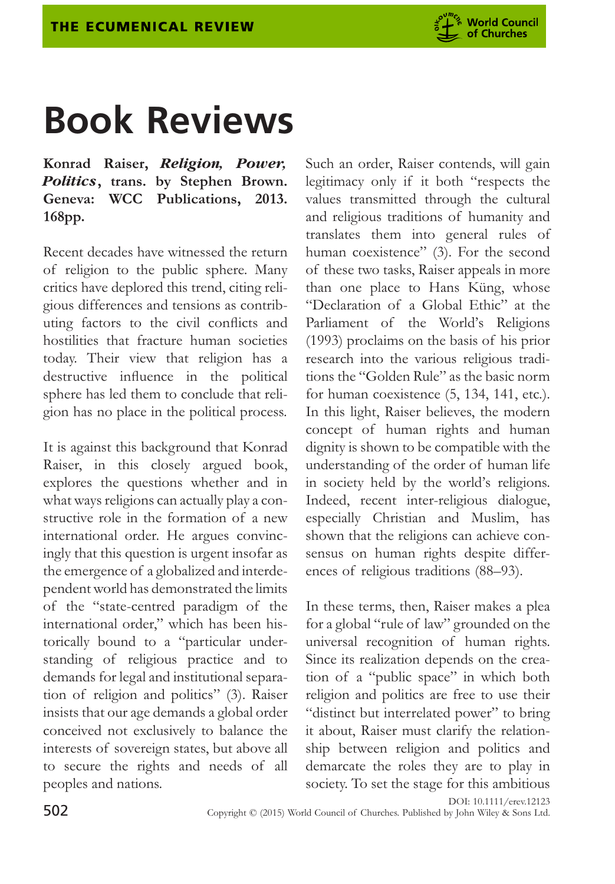# Book Reviews

**Konrad Raiser, *Religion, Power, Politics*, trans. by Stephen Brown. Geneva: WCC Publications, 2013. 168pp.**

Recent decades have witnessed the return of religion to the public sphere. Many critics have deplored this trend, citing religious differences and tensions as contributing factors to the civil conflicts and hostilities that fracture human societies today. Their view that religion has a destructive influence in the political sphere has led them to conclude that religion has no place in the political process.

It is against this background that Konrad Raiser, in this closely argued book, explores the questions whether and in what ways religions can actually play a constructive role in the formation of a new international order. He argues convincingly that this question is urgent insofar as the emergence of a globalized and interdependent world has demonstrated the limits of the "state-centred paradigm of the international order," which has been historically bound to a "particular understanding of religious practice and to demands for legal and institutional separation of religion and politics" (3). Raiser insists that our age demands a global order conceived not exclusively to balance the interests of sovereign states, but above all to secure the rights and needs of all peoples and nations.

Such an order, Raiser contends, will gain legitimacy only if it both "respects the values transmitted through the cultural and religious traditions of humanity and translates them into general rules of human coexistence" (3). For the second of these two tasks, Raiser appeals in more than one place to Hans Küng, whose "Declaration of a Global Ethic" at the Parliament of the World's Religions (1993) proclaims on the basis of his prior research into the various religious traditions the "Golden Rule" as the basic norm for human coexistence (5, 134, 141, etc.). In this light, Raiser believes, the modern concept of human rights and human dignity is shown to be compatible with the understanding of the order of human life in society held by the world's religions. Indeed, recent inter-religious dialogue, especially Christian and Muslim, has shown that the religions can achieve consensus on human rights despite differences of religious traditions (88–93).

In these terms, then, Raiser makes a plea for a global "rule of law" grounded on the universal recognition of human rights. Since its realization depends on the creation of a "public space" in which both religion and politics are free to use their "distinct but interrelated power" to bring it about, Raiser must clarify the relationship between religion and politics and demarcate the roles they are to play in society. To set the stage for this ambitious

DOI: 10.1111/erev.12123

Copyright © (2015) World Council of Churches. Published by John Wiley & Sons Ltd.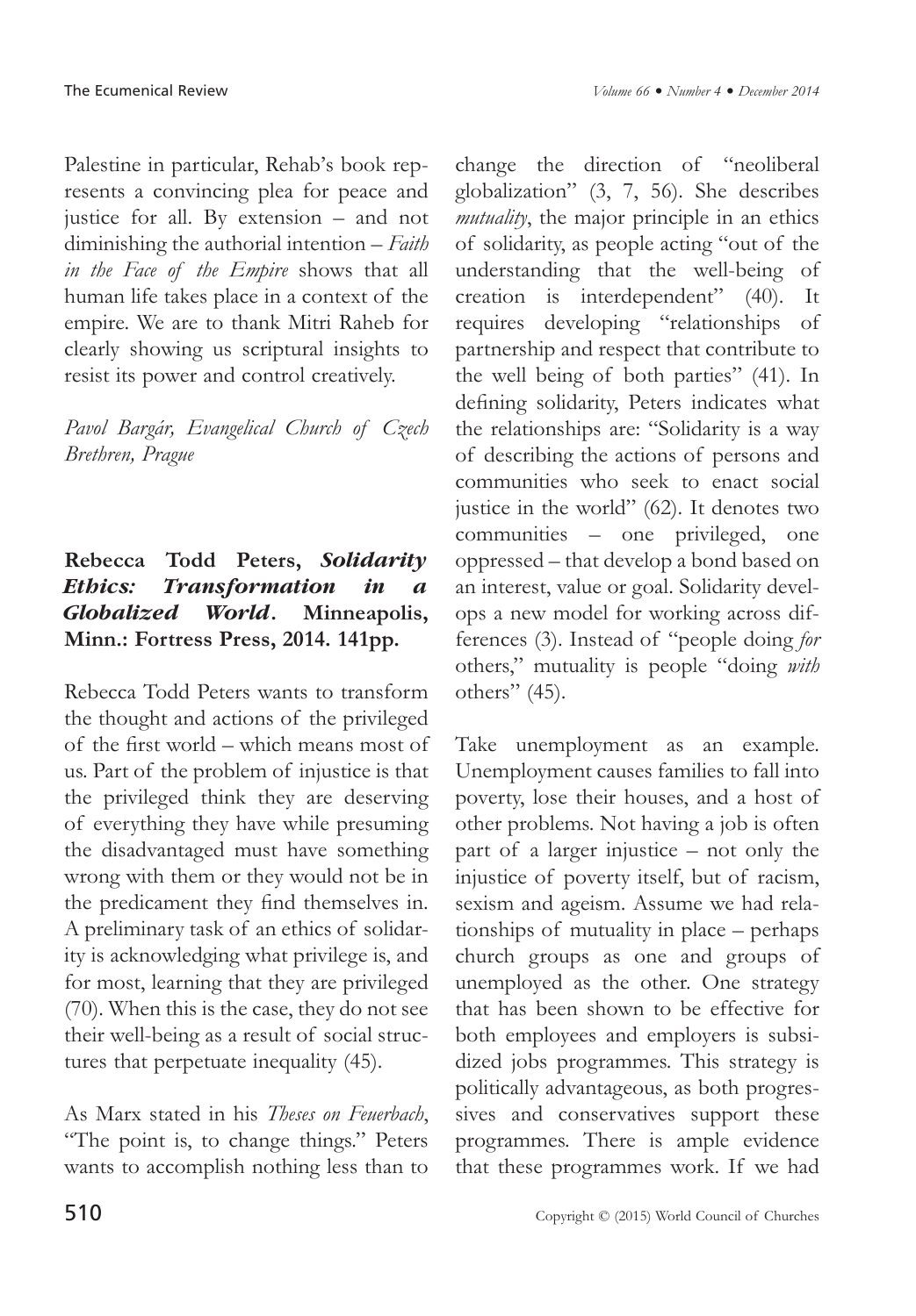Palestine in particular, Rehab's book represents a convincing plea for peace and justice for all. By extension – and not diminishing the authorial intention – *Faith in the Face of the Empire* shows that all human life takes place in a context of the empire. We are to thank Mitri Raheb for clearly showing us scriptural insights to resist its power and control creatively.

*Pavol Bargár, Evangelical Church of Czech Brethren, Prague*

**Rebecca Todd Peters, *Solidarity Ethics: Transformation in a Globalized World*. Minneapolis, Minn.: Fortress Press, 2014. 141pp.**

Rebecca Todd Peters wants to transform the thought and actions of the privileged of the first world – which means most of us. Part of the problem of injustice is that the privileged think they are deserving of everything they have while presuming the disadvantaged must have something wrong with them or they would not be in the predicament they find themselves in. A preliminary task of an ethics of solidarity is acknowledging what privilege is, and for most, learning that they are privileged (70). When this is the case, they do not see their well-being as a result of social structures that perpetuate inequality (45).

As Marx stated in his *Theses on Feuerbach*, "The point is, to change things." Peters wants to accomplish nothing less than to change the direction of "neoliberal globalization" (3, 7, 56). She describes *mutuality*, the major principle in an ethics of solidarity, as people acting "out of the understanding that the well-being of creation is interdependent" (40). It requires developing "relationships of partnership and respect that contribute to the well being of both parties" (41). In defining solidarity, Peters indicates what the relationships are: "Solidarity is a way of describing the actions of persons and communities who seek to enact social justice in the world" (62). It denotes two communities – one privileged, one oppressed – that develop a bond based on an interest, value or goal. Solidarity develops a new model for working across differences (3). Instead of "people doing *for* others," mutuality is people "doing *with* others" (45).

Take unemployment as an example. Unemployment causes families to fall into poverty, lose their houses, and a host of other problems. Not having a job is often part of a larger injustice – not only the injustice of poverty itself, but of racism, sexism and ageism. Assume we had relationships of mutuality in place – perhaps church groups as one and groups of unemployed as the other. One strategy that has been shown to be effective for both employees and employers is subsidized jobs programmes. This strategy is politically advantageous, as both progressives and conservatives support these programmes. There is ample evidence that these programmes work. If we had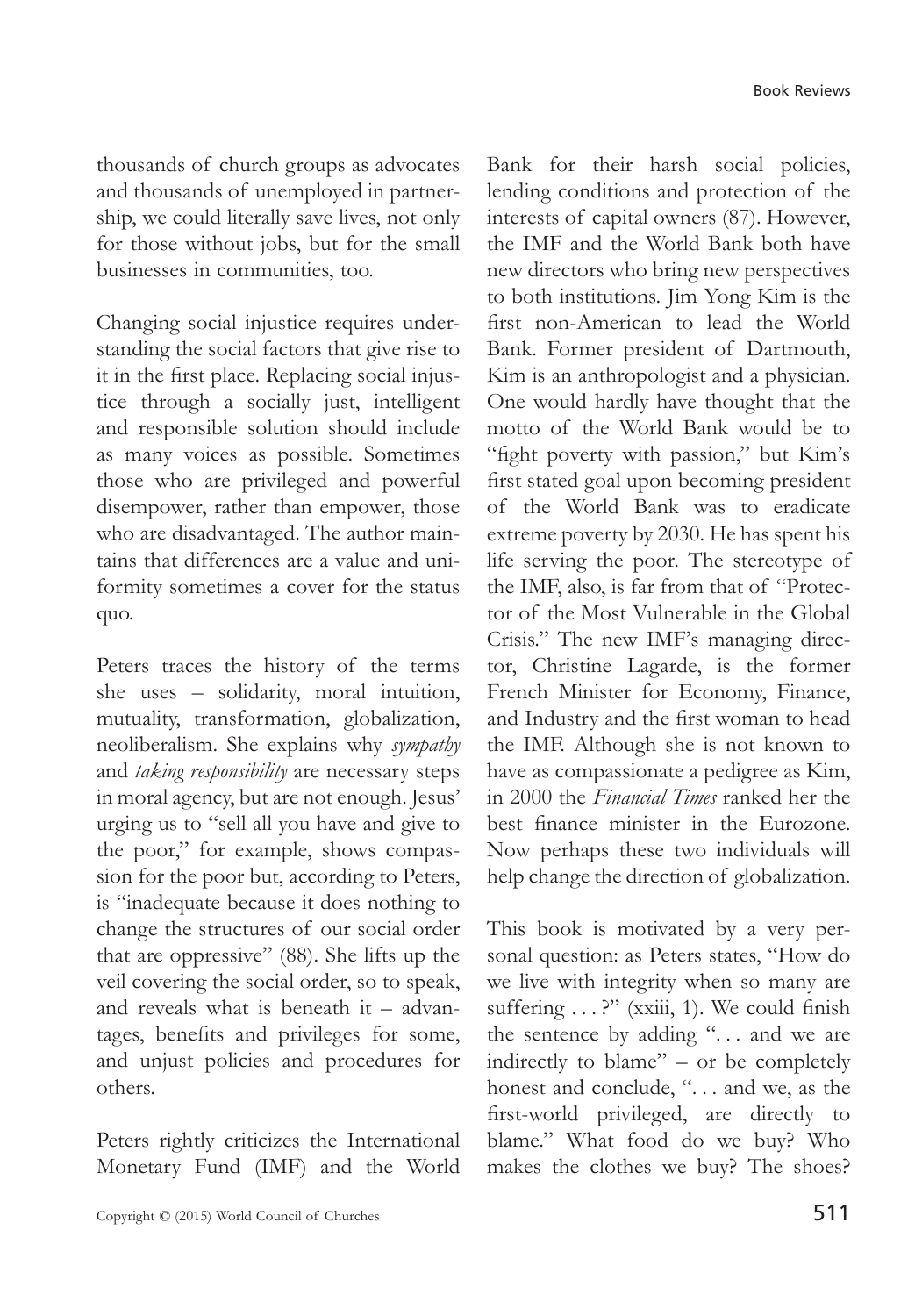thousands of church groups as advocates and thousands of unemployed in partnership, we could literally save lives, not only for those without jobs, but for the small businesses in communities, too.

Changing social injustice requires understanding the social factors that give rise to it in the first place. Replacing social injustice through a socially just, intelligent and responsible solution should include as many voices as possible. Sometimes those who are privileged and powerful disempower, rather than empower, those who are disadvantaged. The author maintains that differences are a value and uniformity sometimes a cover for the status quo.

Peters traces the history of the terms she uses – solidarity, moral intuition, mutuality, transformation, globalization, neoliberalism. She explains why *sympathy* and *taking responsibility* are necessary steps in moral agency, but are not enough. Jesus' urging us to "sell all you have and give to the poor," for example, shows compassion for the poor but, according to Peters, is "inadequate because it does nothing to change the structures of our social order that are oppressive" (88). She lifts up the veil covering the social order, so to speak, and reveals what is beneath it – advantages, benefits and privileges for some, and unjust policies and procedures for others.

Peters rightly criticizes the International Monetary Fund (IMF) and the World Bank for their harsh social policies, lending conditions and protection of the interests of capital owners (87). However, the IMF and the World Bank both have new directors who bring new perspectives to both institutions. Jim Yong Kim is the first non-American to lead the World Bank. Former president of Dartmouth, Kim is an anthropologist and a physician. One would hardly have thought that the motto of the World Bank would be to "fight poverty with passion," but Kim's first stated goal upon becoming president of the World Bank was to eradicate extreme poverty by 2030. He has spent his life serving the poor. The stereotype of the IMF, also, is far from that of "Protector of the Most Vulnerable in the Global Crisis." The new IMF's managing director, Christine Lagarde, is the former French Minister for Economy, Finance, and Industry and the first woman to head the IMF. Although she is not known to have as compassionate a pedigree as Kim, in 2000 the *Financial Times* ranked her the best finance minister in the Eurozone. Now perhaps these two individuals will help change the direction of globalization.

This book is motivated by a very personal question: as Peters states, "How do we live with integrity when so many are suffering . . . ?" (xxiii, 1). We could finish the sentence by adding ". . . and we are indirectly to blame" – or be completely honest and conclude, ". . . and we, as the first-world privileged, are directly to blame." What food do we buy? Who makes the clothes we buy? The shoes?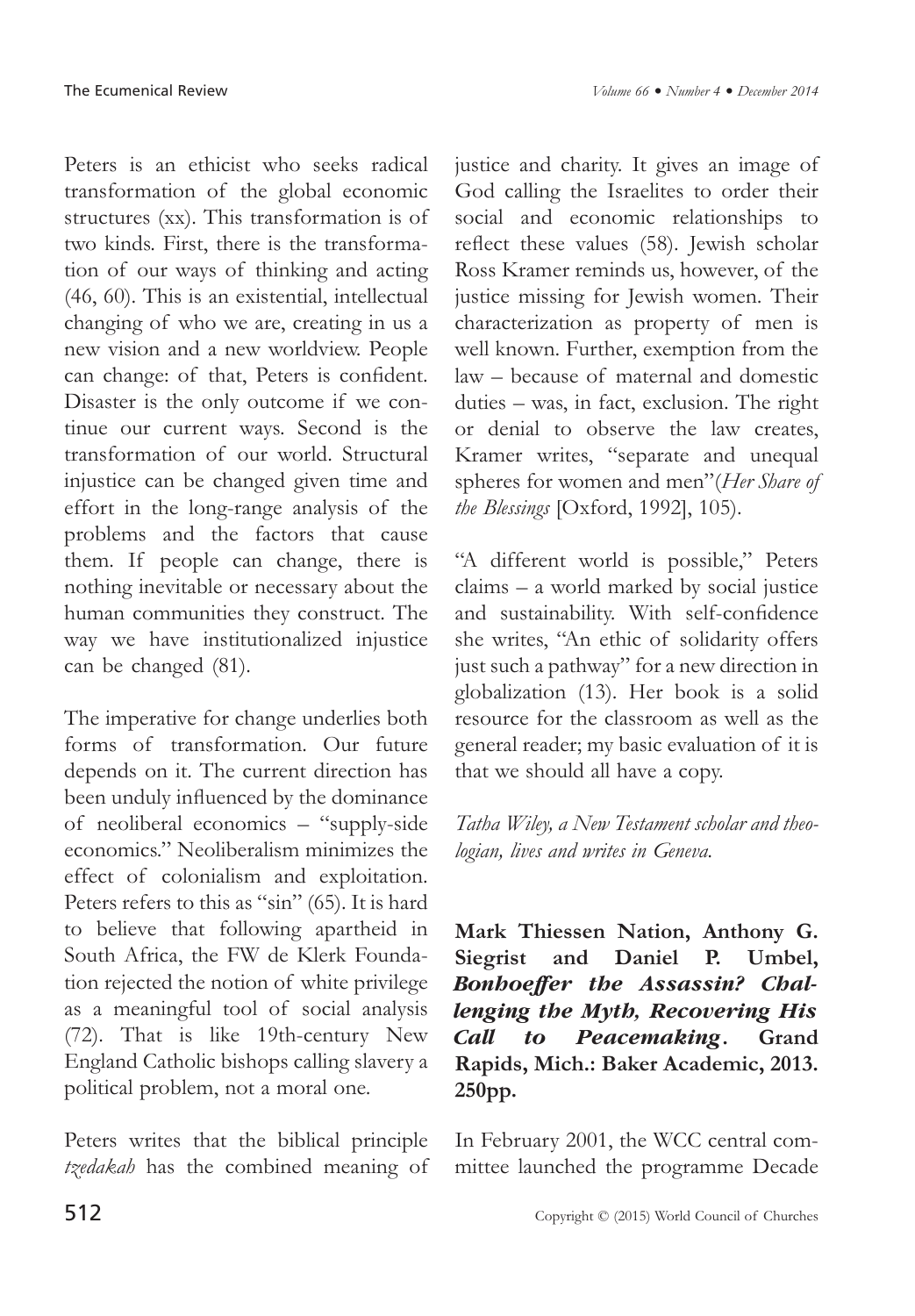Peters is an ethicist who seeks radical transformation of the global economic structures (xx). This transformation is of two kinds. First, there is the transformation of our ways of thinking and acting (46, 60). This is an existential, intellectual changing of who we are, creating in us a new vision and a new worldview. People can change: of that, Peters is confident. Disaster is the only outcome if we continue our current ways. Second is the transformation of our world. Structural injustice can be changed given time and effort in the long-range analysis of the problems and the factors that cause them. If people can change, there is nothing inevitable or necessary about the human communities they construct. The way we have institutionalized injustice can be changed (81).

The imperative for change underlies both forms of transformation. Our future depends on it. The current direction has been unduly influenced by the dominance of neoliberal economics – "supply-side economics." Neoliberalism minimizes the effect of colonialism and exploitation. Peters refers to this as "sin" (65). It is hard to believe that following apartheid in South Africa, the FW de Klerk Foundation rejected the notion of white privilege as a meaningful tool of social analysis (72). That is like 19th-century New England Catholic bishops calling slavery a political problem, not a moral one.

Peters writes that the biblical principle *tzedakah* has the combined meaning of justice and charity. It gives an image of God calling the Israelites to order their social and economic relationships to reflect these values (58). Jewish scholar Ross Kramer reminds us, however, of the justice missing for Jewish women. Their characterization as property of men is well known. Further, exemption from the law – because of maternal and domestic duties – was, in fact, exclusion. The right or denial to observe the law creates, Kramer writes, "separate and unequal spheres for women and men"(*Her Share of the Blessings* [Oxford, 1992], 105).

"A different world is possible," Peters claims – a world marked by social justice and sustainability. With self-confidence she writes, "An ethic of solidarity offers just such a pathway" for a new direction in globalization (13). Her book is a solid resource for the classroom as well as the general reader; my basic evaluation of it is that we should all have a copy.

*Tatha Wiley, a New Testament scholar and theologian, lives and writes in Geneva.*

**Mark Thiessen Nation, Anthony G. Siegrist and Daniel P. Umbel, *Bonhoeffer the Assassin? Challenging the Myth, Recovering His Call to Peacemaking*. Grand Rapids, Mich.: Baker Academic, 2013. 250pp.**

In February 2001, the WCC central committee launched the programme Decade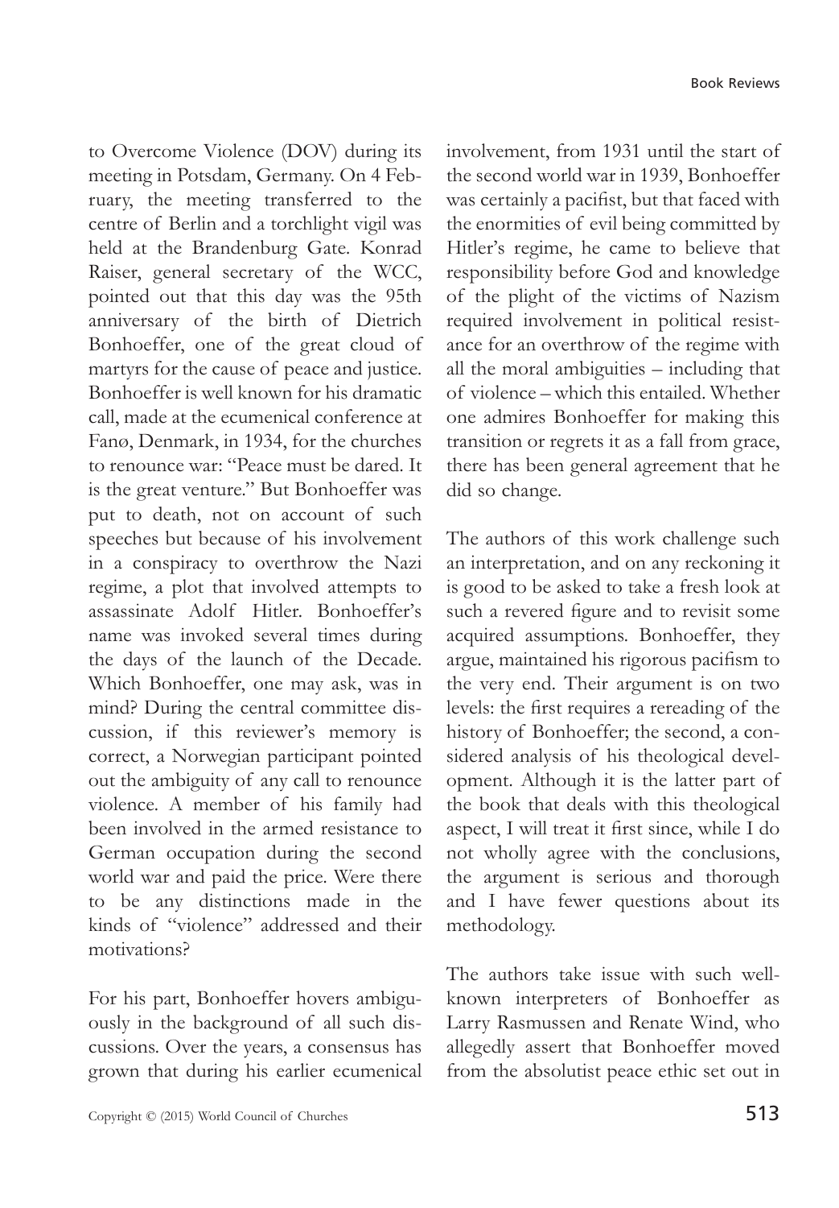to Overcome Violence (DOV) during its meeting in Potsdam, Germany. On 4 February, the meeting transferred to the centre of Berlin and a torchlight vigil was held at the Brandenburg Gate. Konrad Raiser, general secretary of the WCC, pointed out that this day was the 95th anniversary of the birth of Dietrich Bonhoeffer, one of the great cloud of martyrs for the cause of peace and justice. Bonhoeffer is well known for his dramatic call, made at the ecumenical conference at Fanø, Denmark, in 1934, for the churches to renounce war: "Peace must be dared. It is the great venture." But Bonhoeffer was put to death, not on account of such speeches but because of his involvement in a conspiracy to overthrow the Nazi regime, a plot that involved attempts to assassinate Adolf Hitler. Bonhoeffer's name was invoked several times during the days of the launch of the Decade. Which Bonhoeffer, one may ask, was in mind? During the central committee discussion, if this reviewer's memory is correct, a Norwegian participant pointed out the ambiguity of any call to renounce violence. A member of his family had been involved in the armed resistance to German occupation during the second world war and paid the price. Were there to be any distinctions made in the kinds of "violence" addressed and their motivations?

For his part, Bonhoeffer hovers ambiguously in the background of all such discussions. Over the years, a consensus has grown that during his earlier ecumenical involvement, from 1931 until the start of the second world war in 1939, Bonhoeffer was certainly a pacifist, but that faced with the enormities of evil being committed by Hitler's regime, he came to believe that responsibility before God and knowledge of the plight of the victims of Nazism required involvement in political resistance for an overthrow of the regime with all the moral ambiguities – including that of violence – which this entailed. Whether one admires Bonhoeffer for making this transition or regrets it as a fall from grace, there has been general agreement that he did so change.

The authors of this work challenge such an interpretation, and on any reckoning it is good to be asked to take a fresh look at such a revered figure and to revisit some acquired assumptions. Bonhoeffer, they argue, maintained his rigorous pacifism to the very end. Their argument is on two levels: the first requires a rereading of the history of Bonhoeffer; the second, a considered analysis of his theological development. Although it is the latter part of the book that deals with this theological aspect, I will treat it first since, while I do not wholly agree with the conclusions, the argument is serious and thorough and I have fewer questions about its methodology.

The authors take issue with such well-known interpreters of Bonhoeffer as Larry Rasmussen and Renate Wind, who allegedly assert that Bonhoeffer moved from the absolutist peace ethic set out in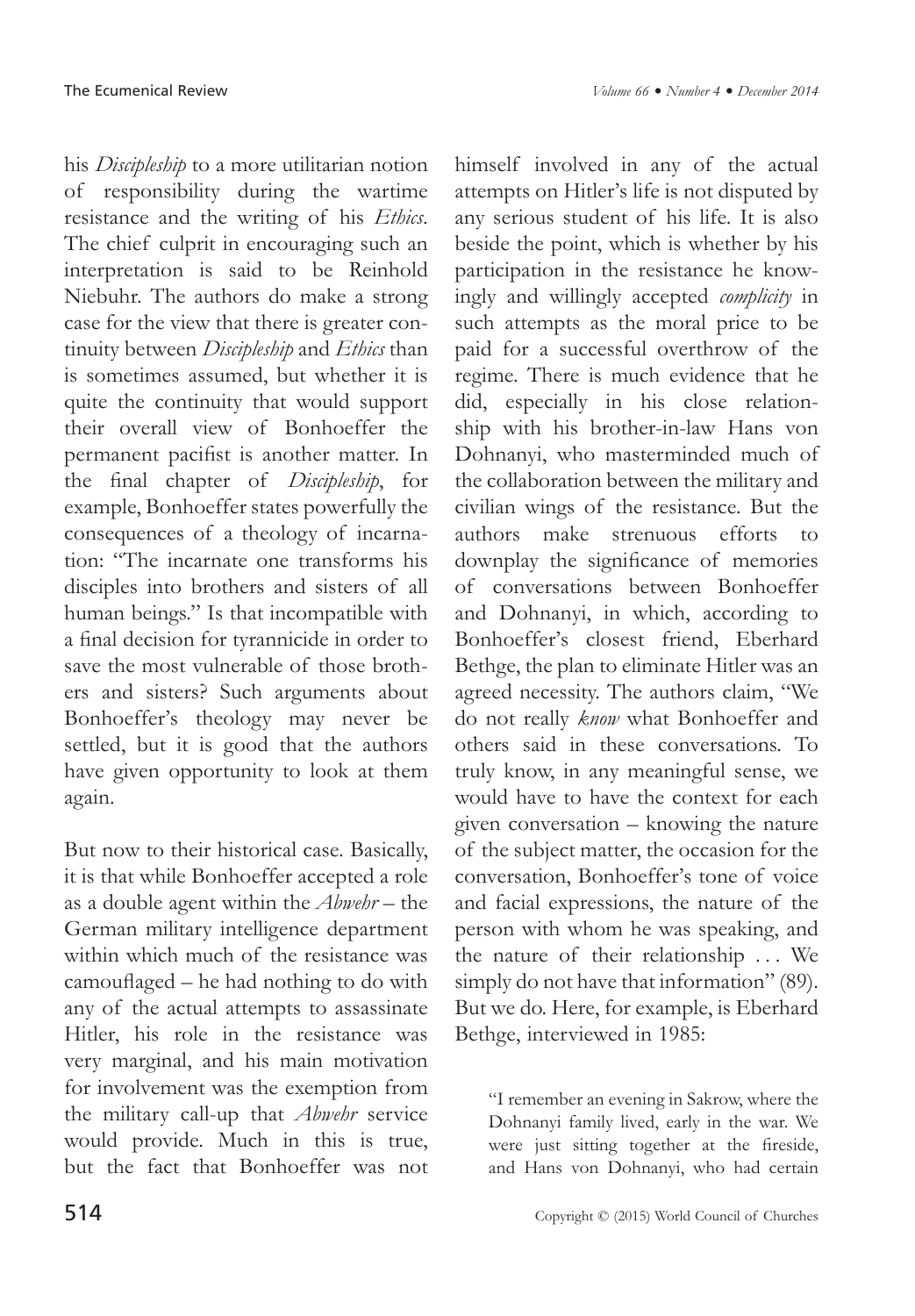his *Discipleship* to a more utilitarian notion of responsibility during the wartime resistance and the writing of his *Ethics*. The chief culprit in encouraging such an interpretation is said to be Reinhold Niebuhr. The authors do make a strong case for the view that there is greater continuity between *Discipleship* and *Ethics* than is sometimes assumed, but whether it is quite the continuity that would support their overall view of Bonhoeffer the permanent pacifist is another matter. In the final chapter of *Discipleship*, for example, Bonhoeffer states powerfully the consequences of a theology of incarnation: "The incarnate one transforms his disciples into brothers and sisters of all human beings." Is that incompatible with a final decision for tyrannicide in order to save the most vulnerable of those brothers and sisters? Such arguments about Bonhoeffer's theology may never be settled, but it is good that the authors have given opportunity to look at them again.

But now to their historical case. Basically, it is that while Bonhoeffer accepted a role as a double agent within the *Abwehr* – the German military intelligence department within which much of the resistance was camouflaged – he had nothing to do with any of the actual attempts to assassinate Hitler, his role in the resistance was very marginal, and his main motivation for involvement was the exemption from the military call-up that *Abwehr* service would provide. Much in this is true, but the fact that Bonhoeffer was not himself involved in any of the actual attempts on Hitler's life is not disputed by any serious student of his life. It is also beside the point, which is whether by his participation in the resistance he knowingly and willingly accepted *complicity* in such attempts as the moral price to be paid for a successful overthrow of the regime. There is much evidence that he did, especially in his close relationship with his brother-in-law Hans von Dohnanyi, who masterminded much of the collaboration between the military and civilian wings of the resistance. But the authors make strenuous efforts to downplay the significance of memories of conversations between Bonhoeffer and Dohnanyi, in which, according to Bonhoeffer's closest friend, Eberhard Bethge, the plan to eliminate Hitler was an agreed necessity. The authors claim, "We do not really *know* what Bonhoeffer and others said in these conversations. To truly know, in any meaningful sense, we would have to have the context for each given conversation – knowing the nature of the subject matter, the occasion for the conversation, Bonhoeffer's tone of voice and facial expressions, the nature of the person with whom he was speaking, and the nature of their relationship . . . We simply do not have that information" (89). But we do. Here, for example, is Eberhard Bethge, interviewed in 1985:

> "I remember an evening in Sakrow, where the Dohnanyi family lived, early in the war. We were just sitting together at the fireside, and Hans von Dohnanyi, who had certain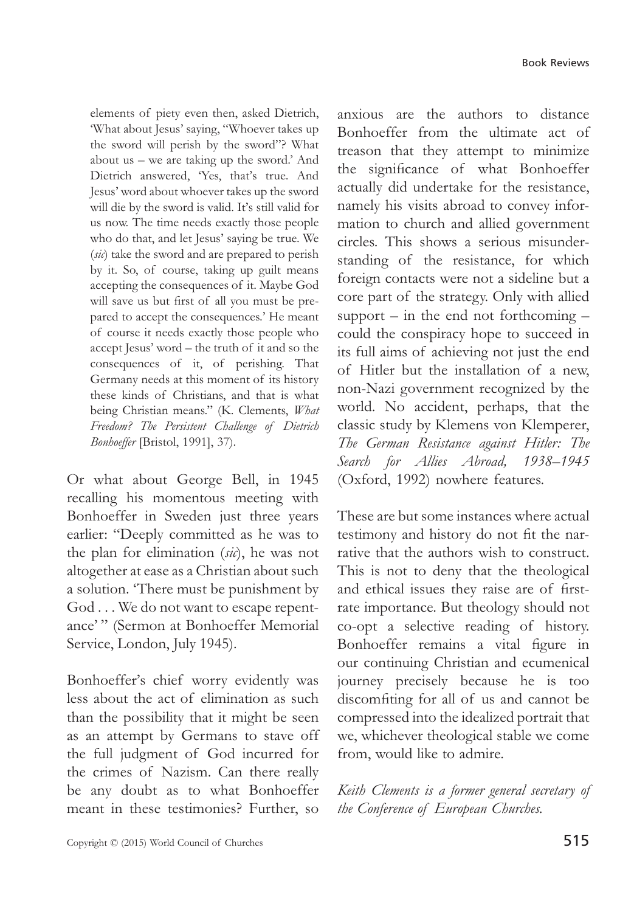> elements of piety even then, asked Dietrich, 'What about Jesus' saying, "Whoever takes up the sword will perish by the sword"? What about us – we are taking up the sword.' And Dietrich answered, 'Yes, that's true. And Jesus' word about whoever takes up the sword will die by the sword is valid. It's still valid for us now. The time needs exactly those people who do that, and let Jesus' saying be true. We (*sic*) take the sword and are prepared to perish by it. So, of course, taking up guilt means accepting the consequences of it. Maybe God will save us but first of all you must be prepared to accept the consequences.' He meant of course it needs exactly those people who accept Jesus' word – the truth of it and so the consequences of it, of perishing. That Germany needs at this moment of its history these kinds of Christians, and that is what being Christian means." (K. Clements, *What Freedom? The Persistent Challenge of Dietrich Bonhoeffer* [Bristol, 1991], 37).

Or what about George Bell, in 1945 recalling his momentous meeting with Bonhoeffer in Sweden just three years earlier: "Deeply committed as he was to the plan for elimination (*sic*), he was not altogether at ease as a Christian about such a solution. 'There must be punishment by God . . . We do not want to escape repentance' " (Sermon at Bonhoeffer Memorial Service, London, July 1945).

Bonhoeffer's chief worry evidently was less about the act of elimination as such than the possibility that it might be seen as an attempt by Germans to stave off the full judgment of God incurred for the crimes of Nazism. Can there really be any doubt as to what Bonhoeffer meant in these testimonies? Further, so anxious are the authors to distance Bonhoeffer from the ultimate act of treason that they attempt to minimize the significance of what Bonhoeffer actually did undertake for the resistance, namely his visits abroad to convey information to church and allied government circles. This shows a serious misunderstanding of the resistance, for which foreign contacts were not a sideline but a core part of the strategy. Only with allied support – in the end not forthcoming – could the conspiracy hope to succeed in its full aims of achieving not just the end of Hitler but the installation of a new, non-Nazi government recognized by the world. No accident, perhaps, that the classic study by Klemens von Klemperer, *The German Resistance against Hitler: The Search for Allies Abroad, 1938–1945* (Oxford, 1992) nowhere features.

These are but some instances where actual testimony and history do not fit the narrative that the authors wish to construct. This is not to deny that the theological and ethical issues they raise are of first-rate importance. But theology should not co-opt a selective reading of history. Bonhoeffer remains a vital figure in our continuing Christian and ecumenical journey precisely because he is too discomfiting for all of us and cannot be compressed into the idealized portrait that we, whichever theological stable we come from, would like to admire.

*Keith Clements is a former general secretary of the Conference of European Churches.*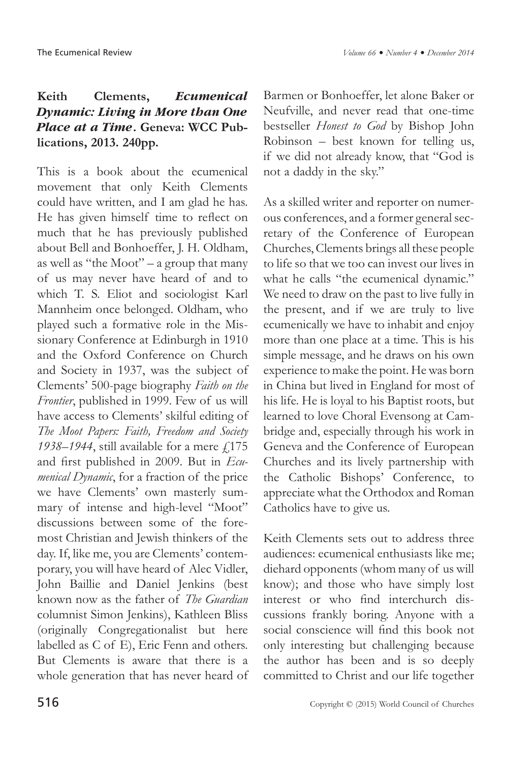**Keith Clements, *Ecumenical Dynamic: Living in More than One Place at a Time*. Geneva: WCC Publications, 2013. 240pp.**

This is a book about the ecumenical movement that only Keith Clements could have written, and I am glad he has. He has given himself time to reflect on much that he has previously published about Bell and Bonhoeffer, J. H. Oldham, as well as "the Moot" – a group that many of us may never have heard of and to which T. S. Eliot and sociologist Karl Mannheim once belonged. Oldham, who played such a formative role in the Missionary Conference at Edinburgh in 1910 and the Oxford Conference on Church and Society in 1937, was the subject of Clements' 500-page biography *Faith on the Frontier*, published in 1999. Few of us will have access to Clements' skilful editing of *The Moot Papers: Faith, Freedom and Society 1938–1944*, still available for a mere £175 and first published in 2009. But in *Ecumenical Dynamic*, for a fraction of the price we have Clements' own masterly summary of intense and high-level "Moot" discussions between some of the foremost Christian and Jewish thinkers of the day. If, like me, you are Clements' contemporary, you will have heard of Alec Vidler, John Baillie and Daniel Jenkins (best known now as the father of *The Guardian* columnist Simon Jenkins), Kathleen Bliss (originally Congregationalist but here labelled as C of E), Eric Fenn and others. But Clements is aware that there is a whole generation that has never heard of Barmen or Bonhoeffer, let alone Baker or Neufville, and never read that one-time bestseller *Honest to God* by Bishop John Robinson – best known for telling us, if we did not already know, that "God is not a daddy in the sky."

As a skilled writer and reporter on numerous conferences, and a former general secretary of the Conference of European Churches, Clements brings all these people to life so that we too can invest our lives in what he calls "the ecumenical dynamic." We need to draw on the past to live fully in the present, and if we are truly to live ecumenically we have to inhabit and enjoy more than one place at a time. This is his simple message, and he draws on his own experience to make the point. He was born in China but lived in England for most of his life. He is loyal to his Baptist roots, but learned to love Choral Evensong at Cambridge and, especially through his work in Geneva and the Conference of European Churches and its lively partnership with the Catholic Bishops' Conference, to appreciate what the Orthodox and Roman Catholics have to give us.

Keith Clements sets out to address three audiences: ecumenical enthusiasts like me; diehard opponents (whom many of us will know); and those who have simply lost interest or who find interchurch discussions frankly boring. Anyone with a social conscience will find this book not only interesting but challenging because the author has been and is so deeply committed to Christ and our life together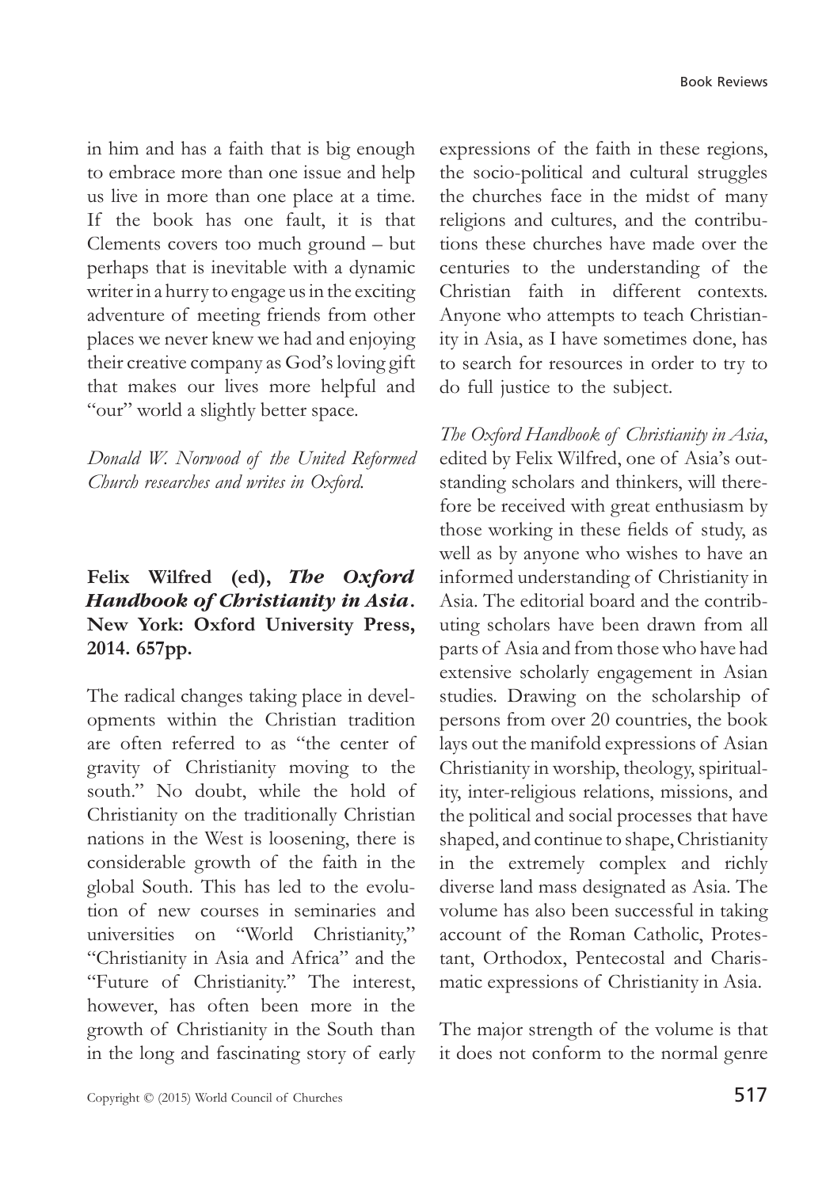in him and has a faith that is big enough to embrace more than one issue and help us live in more than one place at a time. If the book has one fault, it is that Clements covers too much ground – but perhaps that is inevitable with a dynamic writer in a hurry to engage us in the exciting adventure of meeting friends from other places we never knew we had and enjoying their creative company as God's loving gift that makes our lives more helpful and "our" world a slightly better space.

*Donald W. Norwood of the United Reformed Church researches and writes in Oxford.*

**Felix Wilfred (ed), *The Oxford Handbook of Christianity in Asia*. New York: Oxford University Press, 2014. 657pp.**

The radical changes taking place in developments within the Christian tradition are often referred to as "the center of gravity of Christianity moving to the south." No doubt, while the hold of Christianity on the traditionally Christian nations in the West is loosening, there is considerable growth of the faith in the global South. This has led to the evolution of new courses in seminaries and universities on "World Christianity," "Christianity in Asia and Africa" and the "Future of Christianity." The interest, however, has often been more in the growth of Christianity in the South than in the long and fascinating story of early expressions of the faith in these regions, the socio-political and cultural struggles the churches face in the midst of many religions and cultures, and the contributions these churches have made over the centuries to the understanding of the Christian faith in different contexts. Anyone who attempts to teach Christianity in Asia, as I have sometimes done, has to search for resources in order to try to do full justice to the subject.

*The Oxford Handbook of Christianity in Asia*, edited by Felix Wilfred, one of Asia's outstanding scholars and thinkers, will therefore be received with great enthusiasm by those working in these fields of study, as well as by anyone who wishes to have an informed understanding of Christianity in Asia. The editorial board and the contributing scholars have been drawn from all parts of Asia and from those who have had extensive scholarly engagement in Asian studies. Drawing on the scholarship of persons from over 20 countries, the book lays out the manifold expressions of Asian Christianity in worship, theology, spirituality, inter-religious relations, missions, and the political and social processes that have shaped, and continue to shape, Christianity in the extremely complex and richly diverse land mass designated as Asia. The volume has also been successful in taking account of the Roman Catholic, Protestant, Orthodox, Pentecostal and Charismatic expressions of Christianity in Asia.

The major strength of the volume is that it does not conform to the normal genre

Copyright © (2015) World Council of Churches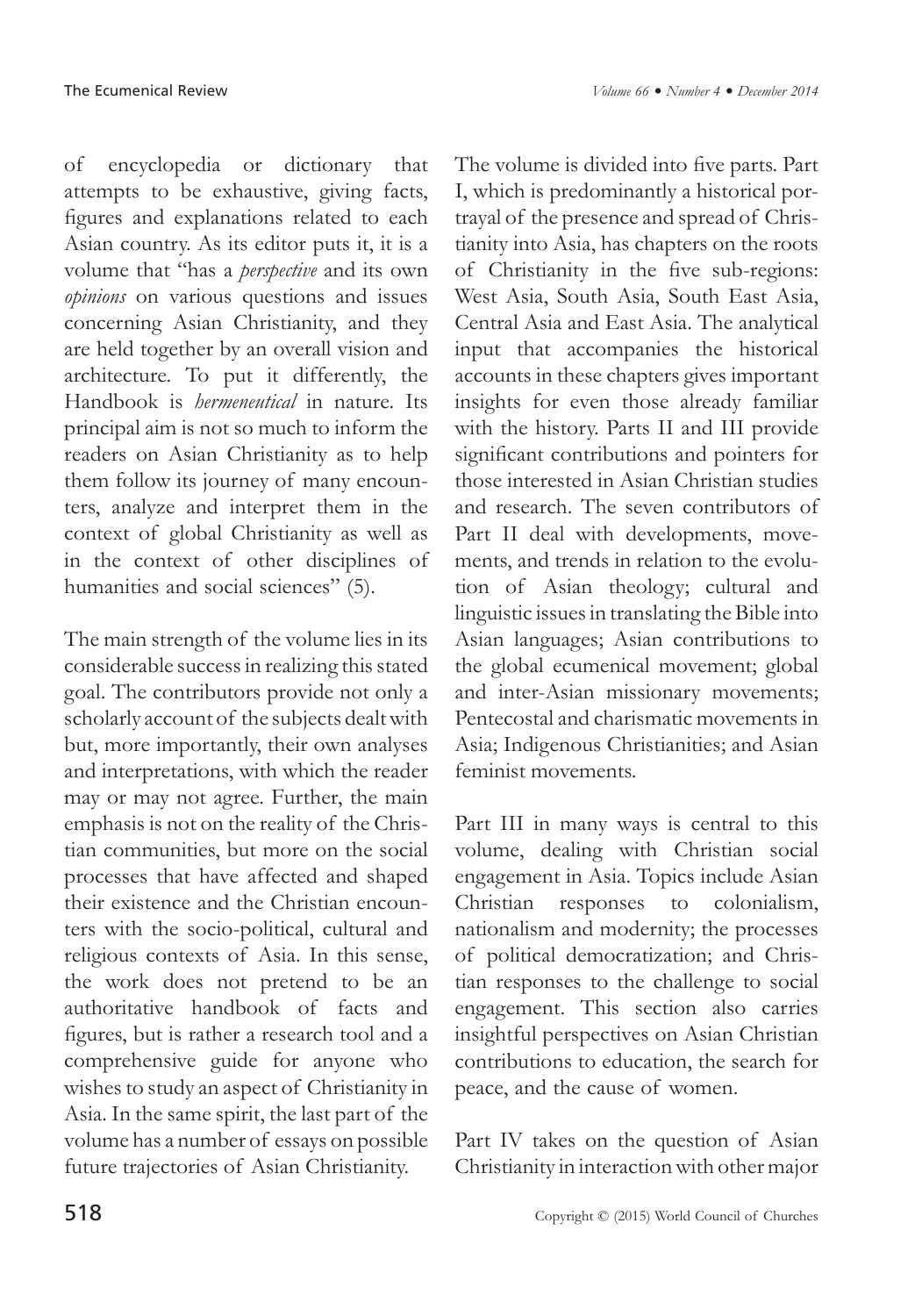of encyclopedia or dictionary that attempts to be exhaustive, giving facts, figures and explanations related to each Asian country. As its editor puts it, it is a volume that "has a *perspective* and its own *opinions* on various questions and issues concerning Asian Christianity, and they are held together by an overall vision and architecture. To put it differently, the Handbook is *hermeneutical* in nature. Its principal aim is not so much to inform the readers on Asian Christianity as to help them follow its journey of many encounters, analyze and interpret them in the context of global Christianity as well as in the context of other disciplines of humanities and social sciences" (5).

The main strength of the volume lies in its considerable success in realizing this stated goal. The contributors provide not only a scholarly account of the subjects dealt with but, more importantly, their own analyses and interpretations, with which the reader may or may not agree. Further, the main emphasis is not on the reality of the Christian communities, but more on the social processes that have affected and shaped their existence and the Christian encounters with the socio-political, cultural and religious contexts of Asia. In this sense, the work does not pretend to be an authoritative handbook of facts and figures, but is rather a research tool and a comprehensive guide for anyone who wishes to study an aspect of Christianity in Asia. In the same spirit, the last part of the volume has a number of essays on possible future trajectories of Asian Christianity.

The volume is divided into five parts. Part I, which is predominantly a historical portrayal of the presence and spread of Christianity into Asia, has chapters on the roots of Christianity in the five sub-regions: West Asia, South Asia, South East Asia, Central Asia and East Asia. The analytical input that accompanies the historical accounts in these chapters gives important insights for even those already familiar with the history. Parts II and III provide significant contributions and pointers for those interested in Asian Christian studies and research. The seven contributors of Part II deal with developments, movements, and trends in relation to the evolution of Asian theology; cultural and linguistic issues in translating the Bible into Asian languages; Asian contributions to the global ecumenical movement; global and inter-Asian missionary movements; Pentecostal and charismatic movements in Asia; Indigenous Christianities; and Asian feminist movements.

Part III in many ways is central to this volume, dealing with Christian social engagement in Asia. Topics include Asian Christian responses to colonialism, nationalism and modernity; the processes of political democratization; and Christian responses to the challenge to social engagement. This section also carries insightful perspectives on Asian Christian contributions to education, the search for peace, and the cause of women.

Part IV takes on the question of Asian Christianity in interaction with other major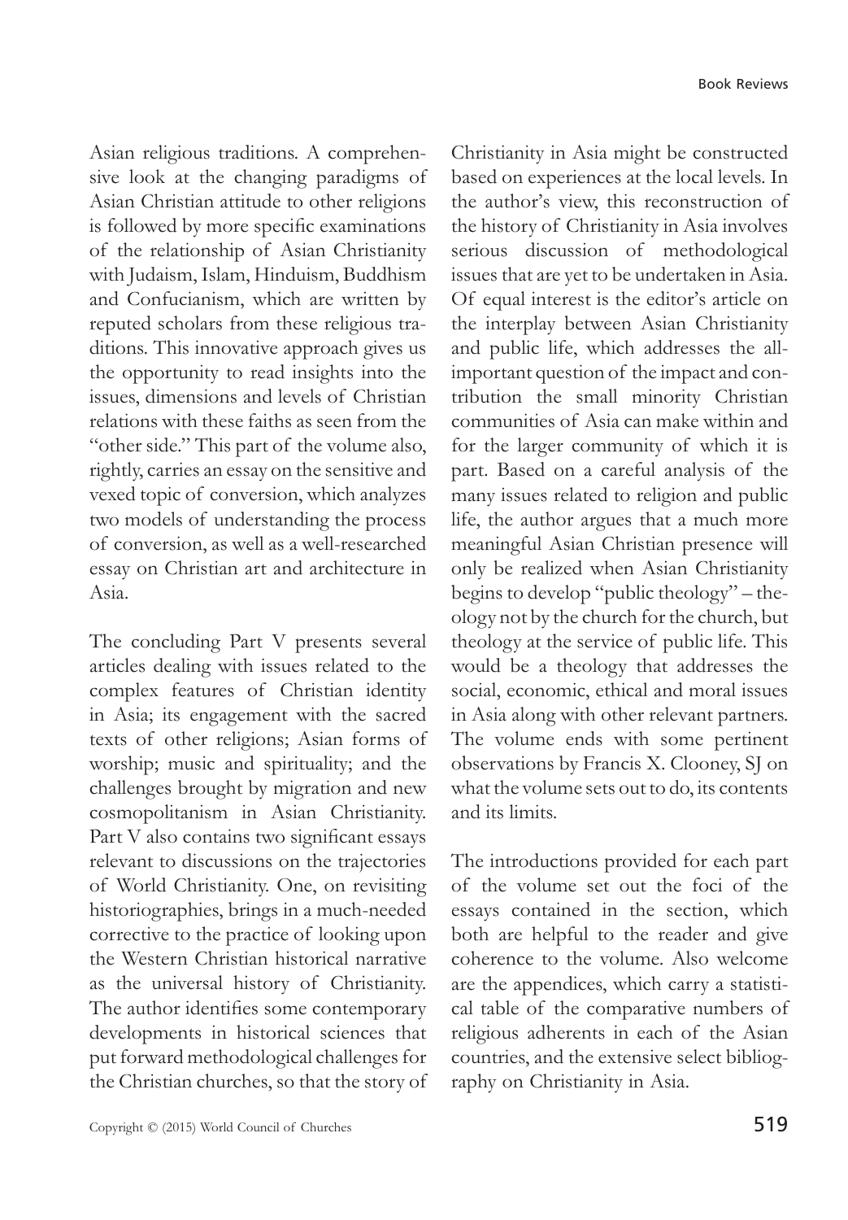Asian religious traditions. A comprehensive look at the changing paradigms of Asian Christian attitude to other religions is followed by more specific examinations of the relationship of Asian Christianity with Judaism, Islam, Hinduism, Buddhism and Confucianism, which are written by reputed scholars from these religious traditions. This innovative approach gives us the opportunity to read insights into the issues, dimensions and levels of Christian relations with these faiths as seen from the "other side." This part of the volume also, rightly, carries an essay on the sensitive and vexed topic of conversion, which analyzes two models of understanding the process of conversion, as well as a well-researched essay on Christian art and architecture in Asia.

The concluding Part V presents several articles dealing with issues related to the complex features of Christian identity in Asia; its engagement with the sacred texts of other religions; Asian forms of worship; music and spirituality; and the challenges brought by migration and new cosmopolitanism in Asian Christianity. Part V also contains two significant essays relevant to discussions on the trajectories of World Christianity. One, on revisiting historiographies, brings in a much-needed corrective to the practice of looking upon the Western Christian historical narrative as the universal history of Christianity. The author identifies some contemporary developments in historical sciences that put forward methodological challenges for the Christian churches, so that the story of Christianity in Asia might be constructed based on experiences at the local levels. In the author's view, this reconstruction of the history of Christianity in Asia involves serious discussion of methodological issues that are yet to be undertaken in Asia. Of equal interest is the editor's article on the interplay between Asian Christianity and public life, which addresses the all-important question of the impact and contribution the small minority Christian communities of Asia can make within and for the larger community of which it is part. Based on a careful analysis of the many issues related to religion and public life, the author argues that a much more meaningful Asian Christian presence will only be realized when Asian Christianity begins to develop "public theology" – theology not by the church for the church, but theology at the service of public life. This would be a theology that addresses the social, economic, ethical and moral issues in Asia along with other relevant partners. The volume ends with some pertinent observations by Francis X. Clooney, SJ on what the volume sets out to do, its contents and its limits.

The introductions provided for each part of the volume set out the foci of the essays contained in the section, which both are helpful to the reader and give coherence to the volume. Also welcome are the appendices, which carry a statistical table of the comparative numbers of religious adherents in each of the Asian countries, and the extensive select bibliography on Christianity in Asia.

Copyright © (2015) World Council of Churches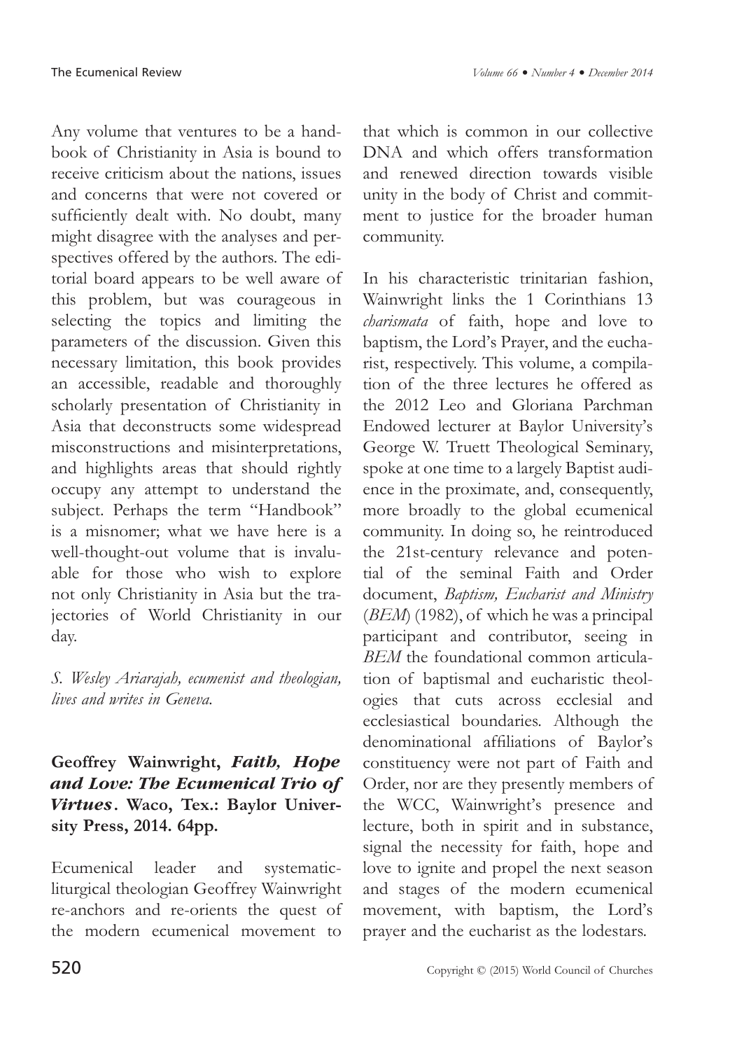Any volume that ventures to be a handbook of Christianity in Asia is bound to receive criticism about the nations, issues and concerns that were not covered or sufficiently dealt with. No doubt, many might disagree with the analyses and perspectives offered by the authors. The editorial board appears to be well aware of this problem, but was courageous in selecting the topics and limiting the parameters of the discussion. Given this necessary limitation, this book provides an accessible, readable and thoroughly scholarly presentation of Christianity in Asia that deconstructs some widespread misconstructions and misinterpretations, and highlights areas that should rightly occupy any attempt to understand the subject. Perhaps the term "Handbook" is a misnomer; what we have here is a well-thought-out volume that is invaluable for those who wish to explore not only Christianity in Asia but the trajectories of World Christianity in our day.

*S. Wesley Ariarajah, ecumenist and theologian, lives and writes in Geneva.*

**Geoffrey Wainwright, *Faith, Hope and Love: The Ecumenical Trio of Virtues*. Waco, Tex.: Baylor University Press, 2014. 64pp.**

Ecumenical leader and systematic-liturgical theologian Geoffrey Wainwright re-anchors and re-orients the quest of the modern ecumenical movement to that which is common in our collective DNA and which offers transformation and renewed direction towards visible unity in the body of Christ and commitment to justice for the broader human community.

In his characteristic trinitarian fashion, Wainwright links the 1 Corinthians 13 *charismata* of faith, hope and love to baptism, the Lord's Prayer, and the eucharist, respectively. This volume, a compilation of the three lectures he offered as the 2012 Leo and Gloriana Parchman Endowed lecturer at Baylor University's George W. Truett Theological Seminary, spoke at one time to a largely Baptist audience in the proximate, and, consequently, more broadly to the global ecumenical community. In doing so, he reintroduced the 21st-century relevance and potential of the seminal Faith and Order document, *Baptism, Eucharist and Ministry* (*BEM*) (1982), of which he was a principal participant and contributor, seeing in *BEM* the foundational common articulation of baptismal and eucharistic theologies that cuts across ecclesial and ecclesiastical boundaries. Although the denominational affiliations of Baylor's constituency were not part of Faith and Order, nor are they presently members of the WCC, Wainwright's presence and lecture, both in spirit and in substance, signal the necessity for faith, hope and love to ignite and propel the next season and stages of the modern ecumenical movement, with baptism, the Lord's prayer and the eucharist as the lodestars.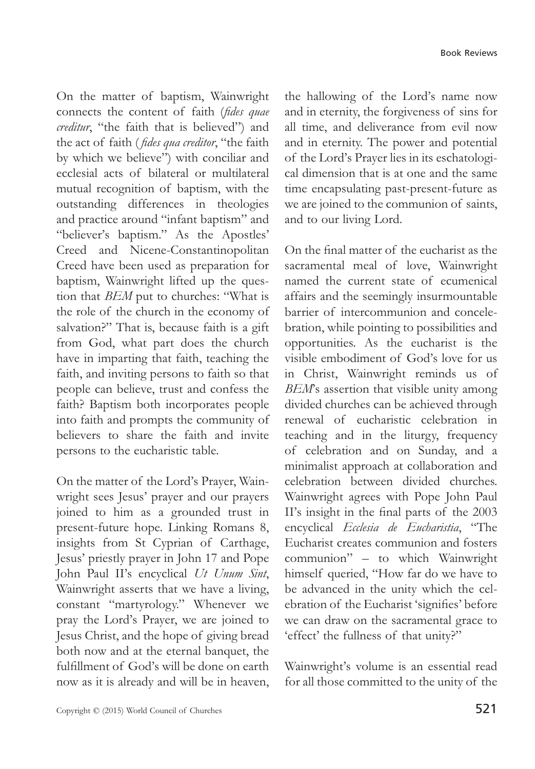On the matter of baptism, Wainwright connects the content of faith (*fides quae creditur*, "the faith that is believed") and the act of faith (*fides qua creditor*, "the faith by which we believe") with conciliar and ecclesial acts of bilateral or multilateral mutual recognition of baptism, with the outstanding differences in theologies and practice around "infant baptism" and "believer's baptism." As the Apostles' Creed and Nicene-Constantinopolitan Creed have been used as preparation for baptism, Wainwright lifted up the question that *BEM* put to churches: "What is the role of the church in the economy of salvation?" That is, because faith is a gift from God, what part does the church have in imparting that faith, teaching the faith, and inviting persons to faith so that people can believe, trust and confess the faith? Baptism both incorporates people into faith and prompts the community of believers to share the faith and invite persons to the eucharistic table.

On the matter of the Lord's Prayer, Wainwright sees Jesus' prayer and our prayers joined to him as a grounded trust in present-future hope. Linking Romans 8, insights from St Cyprian of Carthage, Jesus' priestly prayer in John 17 and Pope John Paul II's encyclical *Ut Unum Sint*, Wainwright asserts that we have a living, constant "martyrology." Whenever we pray the Lord's Prayer, we are joined to Jesus Christ, and the hope of giving bread both now and at the eternal banquet, the fulfillment of God's will be done on earth now as it is already and will be in heaven, the hallowing of the Lord's name now and in eternity, the forgiveness of sins for all time, and deliverance from evil now and in eternity. The power and potential of the Lord's Prayer lies in its eschatological dimension that is at one and the same time encapsulating past-present-future as we are joined to the communion of saints, and to our living Lord.

On the final matter of the eucharist as the sacramental meal of love, Wainwright named the current state of ecumenical affairs and the seemingly insurmountable barrier of intercommunion and concelebration, while pointing to possibilities and opportunities. As the eucharist is the visible embodiment of God's love for us in Christ, Wainwright reminds us of *BEM*'s assertion that visible unity among divided churches can be achieved through renewal of eucharistic celebration in teaching and in the liturgy, frequency of celebration and on Sunday, and a minimalist approach at collaboration and celebration between divided churches. Wainwright agrees with Pope John Paul II's insight in the final parts of the 2003 encyclical *Ecclesia de Eucharistia*, "The Eucharist creates communion and fosters communion" – to which Wainwright himself queried, "How far do we have to be advanced in the unity which the celebration of the Eucharist 'signifies' before we can draw on the sacramental grace to 'effect' the fullness of that unity?"

Wainwright's volume is an essential read for all those committed to the unity of the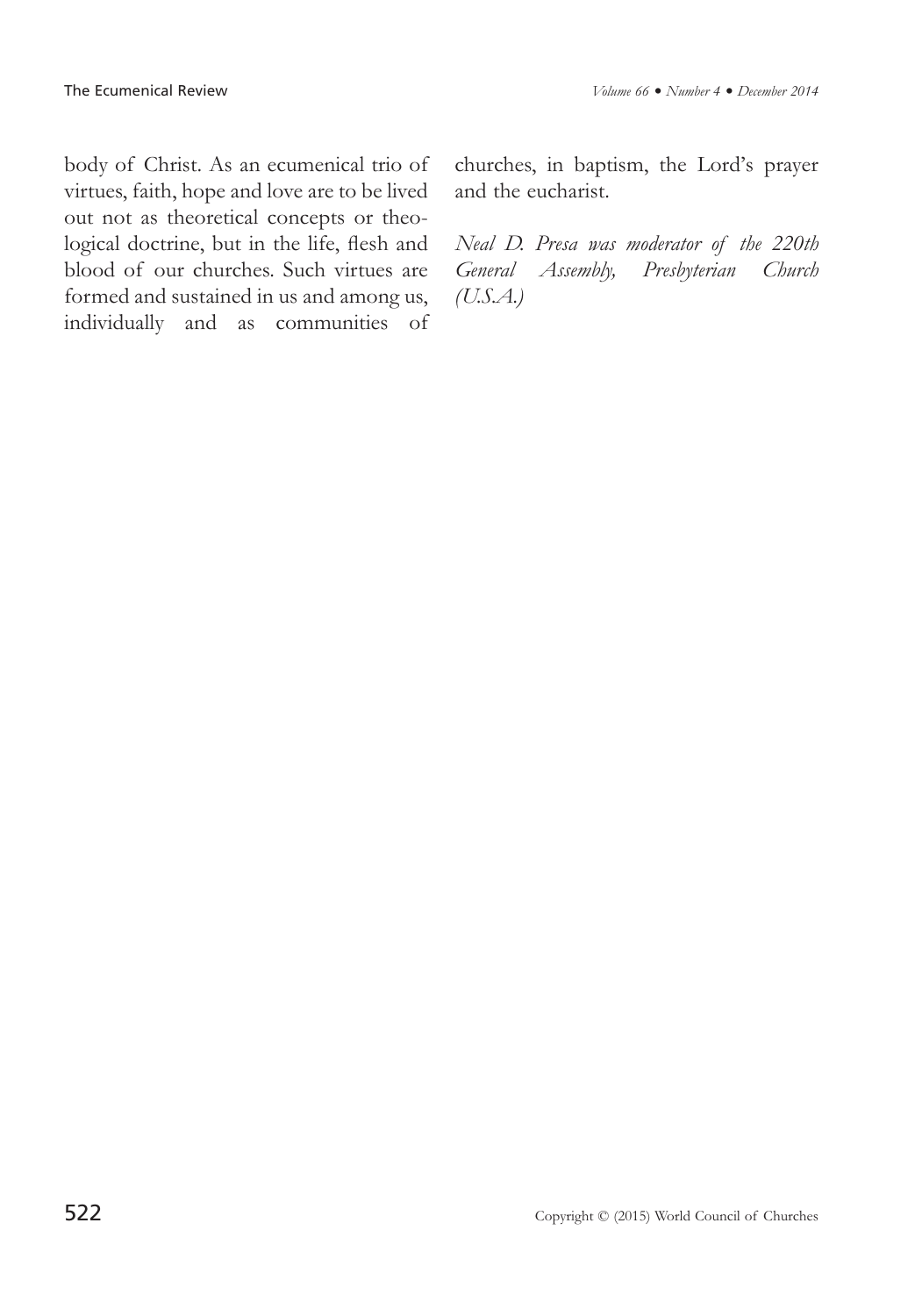body of Christ. As an ecumenical trio of virtues, faith, hope and love are to be lived out not as theoretical concepts or theological doctrine, but in the life, flesh and blood of our churches. Such virtues are formed and sustained in us and among us, individually and as communities of churches, in baptism, the Lord's prayer and the eucharist.

*Neal D. Presa was moderator of the 220th General Assembly, Presbyterian Church (U.S.A.)*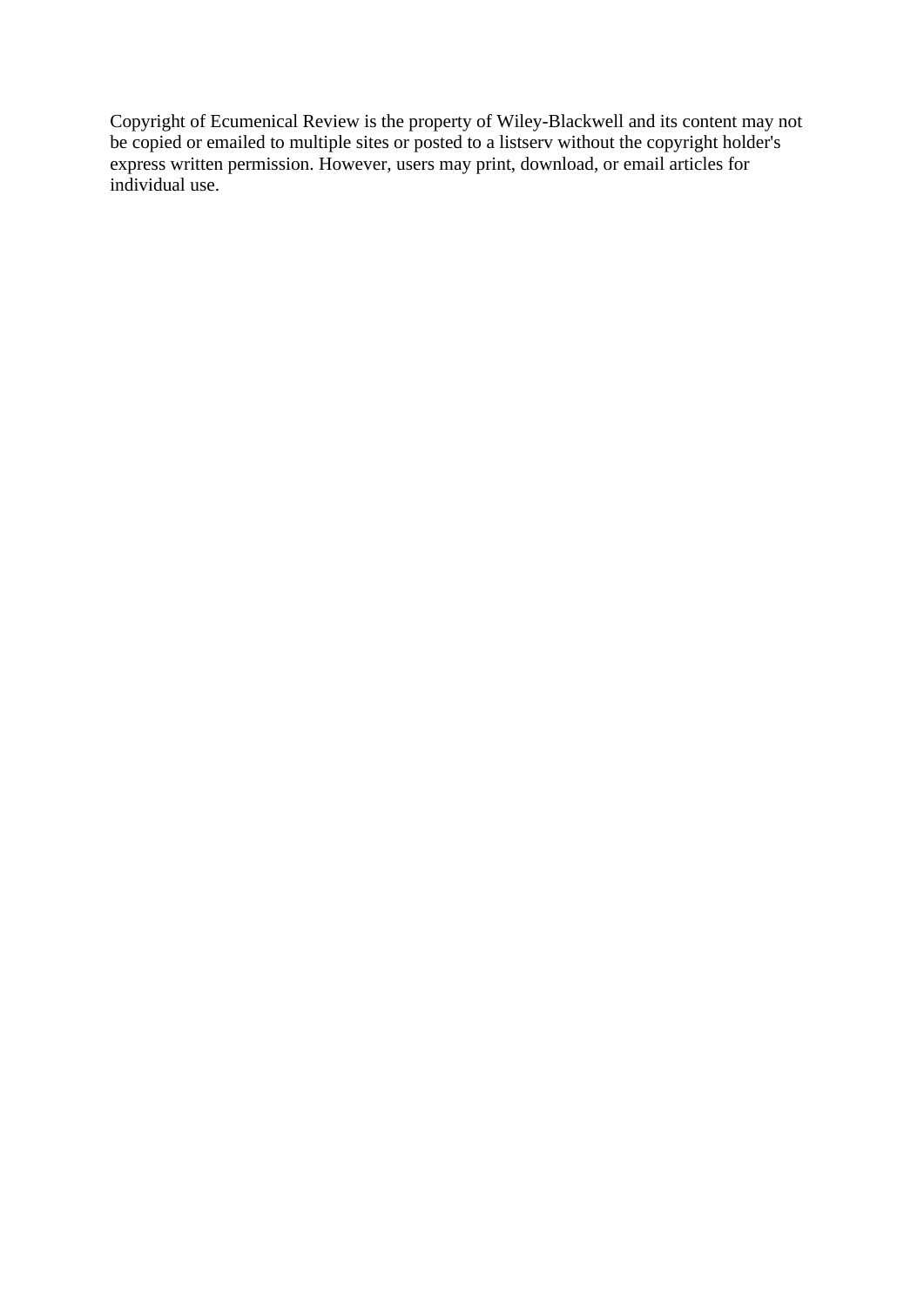Copyright of Ecumenical Review is the property of Wiley-Blackwell and its content may not be copied or emailed to multiple sites or posted to a listserv without the copyright holder's express written permission. However, users may print, download, or email articles for individual use.